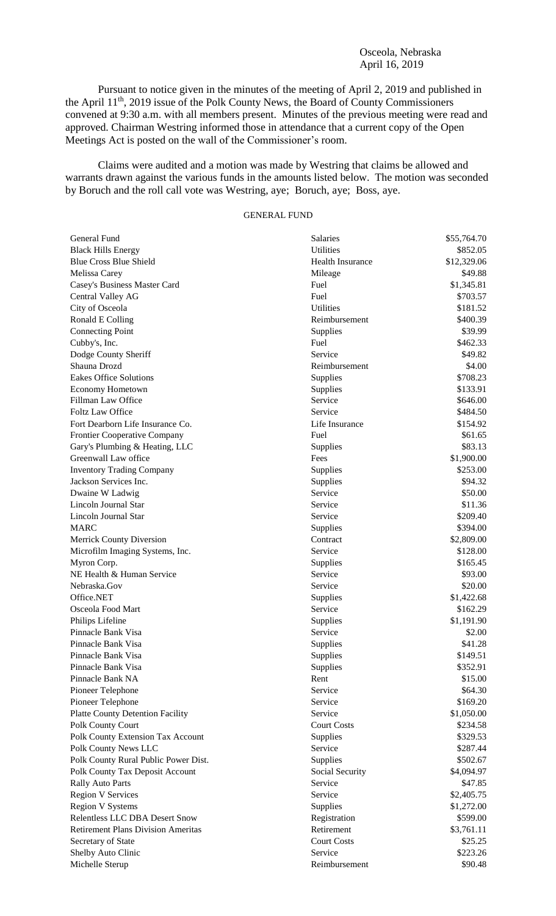Osceola, Nebraska
April 16, 2019

Pursuant to notice given in the minutes of the meeting of April 2, 2019 and published in the April 11th, 2019 issue of the Polk County News, the Board of County Commissioners convened at 9:30 a.m. with all members present. Minutes of the previous meeting were read and approved. Chairman Westring informed those in attendance that a current copy of the Open Meetings Act is posted on the wall of the Commissioner's room.

Claims were audited and a motion was made by Westring that claims be allowed and warrants drawn against the various funds in the amounts listed below. The motion was seconded by Boruch and the roll call vote was Westring, aye; Boruch, aye; Boss, aye.

GENERAL FUND

| | | |
|---|---|---|
| General Fund | Salaries | \$55,764.70 |
| Black Hills Energy | Utilities | \$852.05 |
| Blue Cross Blue Shield | Health Insurance | \$12,329.06 |
| Melissa Carey | Mileage | \$49.88 |
| Casey's Business Master Card | Fuel | \$1,345.81 |
| Central Valley AG | Fuel | \$703.57 |
| City of Osceola | Utilities | \$181.52 |
| Ronald E Colling | Reimbursement | \$400.39 |
| Connecting Point | Supplies | \$39.99 |
| Cubby's, Inc. | Fuel | \$462.33 |
| Dodge County Sheriff | Service | \$49.82 |
| Shauna Drozd | Reimbursement | \$4.00 |
| Eakes Office Solutions | Supplies | \$708.23 |
| Economy Hometown | Supplies | \$133.91 |
| Fillman Law Office | Service | \$646.00 |
| Foltz Law Office | Service | \$484.50 |
| Fort Dearborn Life Insurance Co. | Life Insurance | \$154.92 |
| Frontier Cooperative Company | Fuel | \$61.65 |
| Gary's Plumbing & Heating, LLC | Supplies | \$83.13 |
| Greenwall Law office | Fees | \$1,900.00 |
| Inventory Trading Company | Supplies | \$253.00 |
| Jackson Services Inc. | Supplies | \$94.32 |
| Dwaine W Ladwig | Service | \$50.00 |
| Lincoln Journal Star | Service | \$11.36 |
| Lincoln Journal Star | Service | \$209.40 |
| MARC | Supplies | \$394.00 |
| Merrick County Diversion | Contract | \$2,809.00 |
| Microfilm Imaging Systems, Inc. | Service | \$128.00 |
| Myron Corp. | Supplies | \$165.45 |
| NE Health & Human Service | Service | \$93.00 |
| Nebraska.Gov | Service | \$20.00 |
| Office.NET | Supplies | \$1,422.68 |
| Osceola Food Mart | Service | \$162.29 |
| Philips Lifeline | Supplies | \$1,191.90 |
| Pinnacle Bank Visa | Service | \$2.00 |
| Pinnacle Bank Visa | Supplies | \$41.28 |
| Pinnacle Bank Visa | Supplies | \$149.51 |
| Pinnacle Bank Visa | Supplies | \$352.91 |
| Pinnacle Bank NA | Rent | \$15.00 |
| Pioneer Telephone | Service | \$64.30 |
| Pioneer Telephone | Service | \$169.20 |
| Platte County Detention Facility | Service | \$1,050.00 |
| Polk County Court | Court Costs | \$234.58 |
| Polk County Extension Tax Account | Supplies | \$329.53 |
| Polk County News LLC | Service | \$287.44 |
| Polk County Rural Public Power Dist. | Supplies | \$502.67 |
| Polk County Tax Deposit Account | Social Security | \$4,094.97 |
| Rally Auto Parts | Service | \$47.85 |
| Region V Services | Service | \$2,405.75 |
| Region V Systems | Supplies | \$1,272.00 |
| Relentless LLC DBA Desert Snow | Registration | \$599.00 |
| Retirement Plans Division Ameritas | Retirement | \$3,761.11 |
| Secretary of State | Court Costs | \$25.25 |
| Shelby Auto Clinic | Service | \$223.26 |
| Michelle Sterup | Reimbursement | \$90.48 |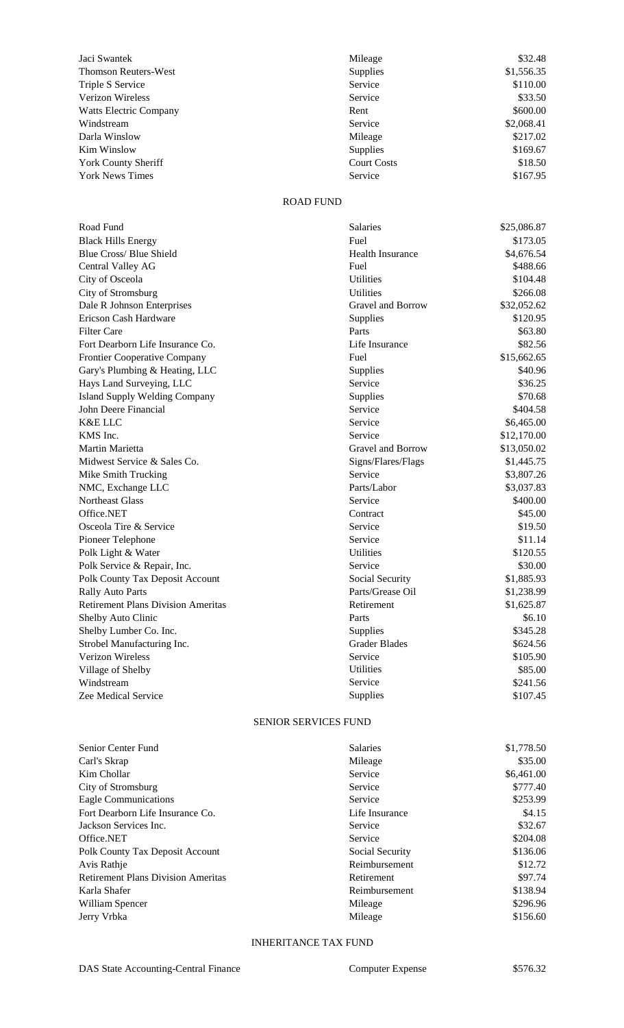| | | |
|---|---|---|
| Jaci Swantek | Mileage | $32.48 |
| Thomson Reuters-West | Supplies | $1,556.35 |
| Triple S Service | Service | $110.00 |
| Verizon Wireless | Service | $33.50 |
| Watts Electric Company | Rent | $600.00 |
| Windstream | Service | $2,068.41 |
| Darla Winslow | Mileage | $217.02 |
| Kim Winslow | Supplies | $169.67 |
| York County Sheriff | Court Costs | $18.50 |
| York News Times | Service | $167.95 |

ROAD FUND

| | | |
|---|---|---|
| Road Fund | Salaries | $25,086.87 |
| Black Hills Energy | Fuel | $173.05 |
| Blue Cross/ Blue Shield | Health Insurance | $4,676.54 |
| Central Valley AG | Fuel | $488.66 |
| City of Osceola | Utilities | $104.48 |
| City of Stromsburg | Utilities | $266.08 |
| Dale R Johnson Enterprises | Gravel and Borrow | $32,052.62 |
| Ericson Cash Hardware | Supplies | $120.95 |
| Filter Care | Parts | $63.80 |
| Fort Dearborn Life Insurance Co. | Life Insurance | $82.56 |
| Frontier Cooperative Company | Fuel | $15,662.65 |
| Gary's Plumbing & Heating, LLC | Supplies | $40.96 |
| Hays Land Surveying, LLC | Service | $36.25 |
| Island Supply Welding Company | Supplies | $70.68 |
| John Deere Financial | Service | $404.58 |
| K&E LLC | Service | $6,465.00 |
| KMS Inc. | Service | $12,170.00 |
| Martin Marietta | Gravel and Borrow | $13,050.02 |
| Midwest Service & Sales Co. | Signs/Flares/Flags | $1,445.75 |
| Mike Smith Trucking | Service | $3,807.26 |
| NMC, Exchange LLC | Parts/Labor | $3,037.83 |
| Northeast Glass | Service | $400.00 |
| Office.NET | Contract | $45.00 |
| Osceola Tire & Service | Service | $19.50 |
| Pioneer Telephone | Service | $11.14 |
| Polk Light & Water | Utilities | $120.55 |
| Polk Service & Repair, Inc. | Service | $30.00 |
| Polk County Tax Deposit Account | Social Security | $1,885.93 |
| Rally Auto Parts | Parts/Grease Oil | $1,238.99 |
| Retirement Plans Division Ameritas | Retirement | $1,625.87 |
| Shelby Auto Clinic | Parts | $6.10 |
| Shelby Lumber Co. Inc. | Supplies | $345.28 |
| Strobel Manufacturing Inc. | Grader Blades | $624.56 |
| Verizon Wireless | Service | $105.90 |
| Village of Shelby | Utilities | $85.00 |
| Windstream | Service | $241.56 |
| Zee Medical Service | Supplies | $107.45 |

SENIOR SERVICES FUND

| | | |
|---|---|---|
| Senior Center Fund | Salaries | $1,778.50 |
| Carl's Skrap | Mileage | $35.00 |
| Kim Chollar | Service | $6,461.00 |
| City of Stromsburg | Service | $777.40 |
| Eagle Communications | Service | $253.99 |
| Fort Dearborn Life Insurance Co. | Life Insurance | $4.15 |
| Jackson Services Inc. | Service | $32.67 |
| Office.NET | Service | $204.08 |
| Polk County Tax Deposit Account | Social Security | $136.06 |
| Avis Rathje | Reimbursement | $12.72 |
| Retirement Plans Division Ameritas | Retirement | $97.74 |
| Karla Shafer | Reimbursement | $138.94 |
| William Spencer | Mileage | $296.96 |
| Jerry Vrbka | Mileage | $156.60 |

INHERITANCE TAX FUND

| | | |
|---|---|---|
| DAS State Accounting-Central Finance | Computer Expense | $576.32 |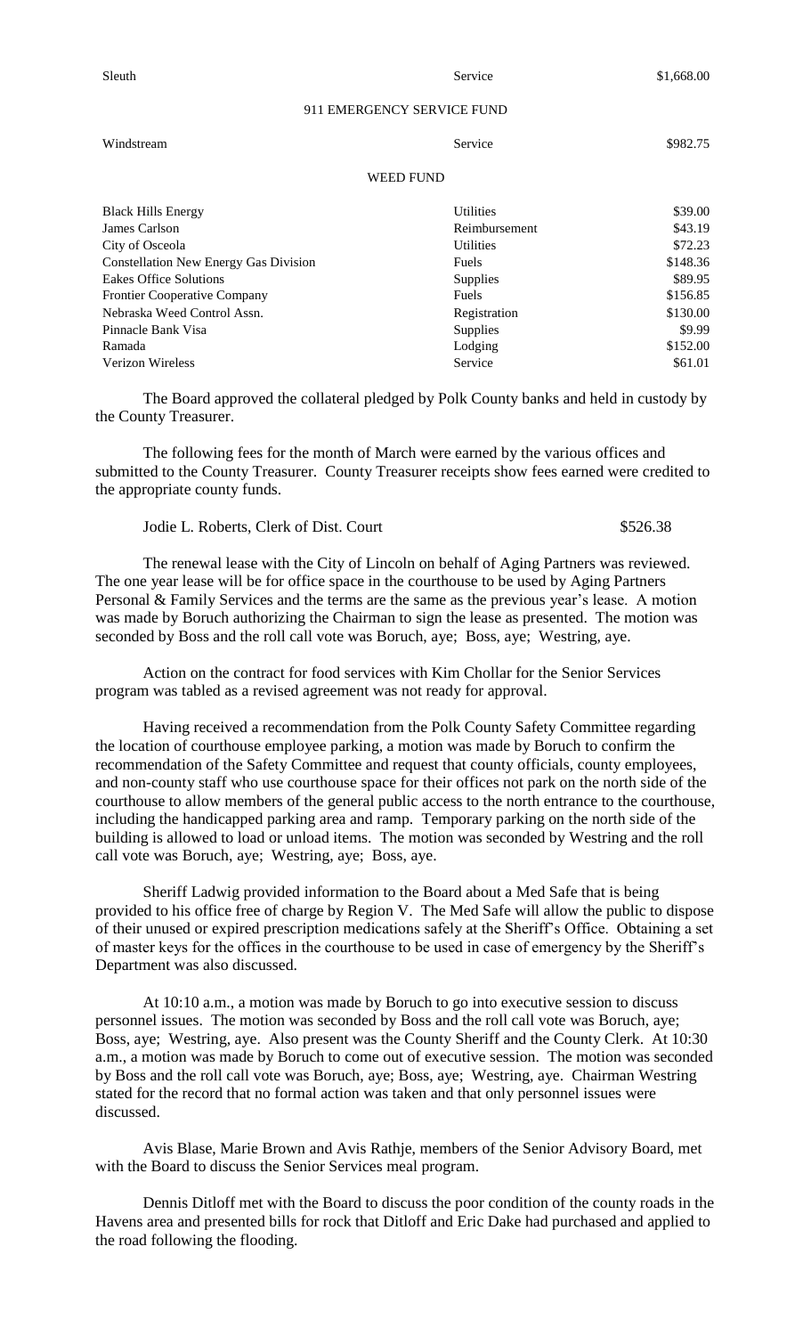| | | |
|---|---|---|
| Sleuth | Service | $1,668.00 |

911 EMERGENCY SERVICE FUND

| | | |
|---|---|---|
| Windstream | Service | $982.75 |

WEED FUND

| | | |
|---|---|---|
| Black Hills Energy | Utilities | $39.00 |
| James Carlson | Reimbursement | $43.19 |
| City of Osceola | Utilities | $72.23 |
| Constellation New Energy Gas Division | Fuels | $148.36 |
| Eakes Office Solutions | Supplies | $89.95 |
| Frontier Cooperative Company | Fuels | $156.85 |
| Nebraska Weed Control Assn. | Registration | $130.00 |
| Pinnacle Bank Visa | Supplies | $9.99 |
| Ramada | Lodging | $152.00 |
| Verizon Wireless | Service | $61.01 |

The Board approved the collateral pledged by Polk County banks and held in custody by the County Treasurer.

The following fees for the month of March were earned by the various offices and submitted to the County Treasurer. County Treasurer receipts show fees earned were credited to the appropriate county funds.

Jodie L. Roberts, Clerk of Dist. Court $526.38

The renewal lease with the City of Lincoln on behalf of Aging Partners was reviewed. The one year lease will be for office space in the courthouse to be used by Aging Partners Personal & Family Services and the terms are the same as the previous year's lease. A motion was made by Boruch authorizing the Chairman to sign the lease as presented. The motion was seconded by Boss and the roll call vote was Boruch, aye; Boss, aye; Westring, aye.

Action on the contract for food services with Kim Chollar for the Senior Services program was tabled as a revised agreement was not ready for approval.

Having received a recommendation from the Polk County Safety Committee regarding the location of courthouse employee parking, a motion was made by Boruch to confirm the recommendation of the Safety Committee and request that county officials, county employees, and non-county staff who use courthouse space for their offices not park on the north side of the courthouse to allow members of the general public access to the north entrance to the courthouse, including the handicapped parking area and ramp. Temporary parking on the north side of the building is allowed to load or unload items. The motion was seconded by Westring and the roll call vote was Boruch, aye; Westring, aye; Boss, aye.

Sheriff Ladwig provided information to the Board about a Med Safe that is being provided to his office free of charge by Region V. The Med Safe will allow the public to dispose of their unused or expired prescription medications safely at the Sheriff's Office. Obtaining a set of master keys for the offices in the courthouse to be used in case of emergency by the Sheriff's Department was also discussed.

At 10:10 a.m., a motion was made by Boruch to go into executive session to discuss personnel issues. The motion was seconded by Boss and the roll call vote was Boruch, aye; Boss, aye; Westring, aye. Also present was the County Sheriff and the County Clerk. At 10:30 a.m., a motion was made by Boruch to come out of executive session. The motion was seconded by Boss and the roll call vote was Boruch, aye; Boss, aye; Westring, aye. Chairman Westring stated for the record that no formal action was taken and that only personnel issues were discussed.

Avis Blase, Marie Brown and Avis Rathje, members of the Senior Advisory Board, met with the Board to discuss the Senior Services meal program.

Dennis Ditloff met with the Board to discuss the poor condition of the county roads in the Havens area and presented bills for rock that Ditloff and Eric Dake had purchased and applied to the road following the flooding.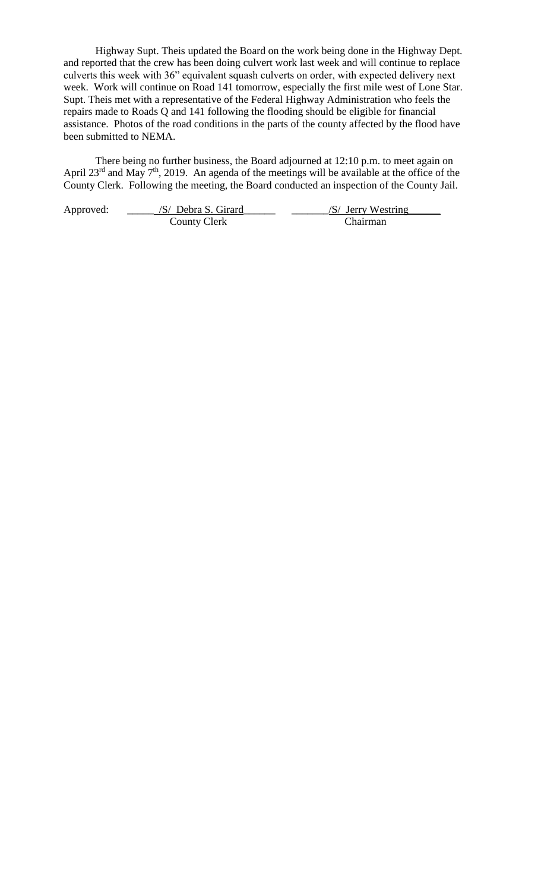Highway Supt. Theis updated the Board on the work being done in the Highway Dept. and reported that the crew has been doing culvert work last week and will continue to replace culverts this week with 36" equivalent squash culverts on order, with expected delivery next week. Work will continue on Road 141 tomorrow, especially the first mile west of Lone Star. Supt. Theis met with a representative of the Federal Highway Administration who feels the repairs made to Roads Q and 141 following the flooding should be eligible for financial assistance. Photos of the road conditions in the parts of the county affected by the flood have been submitted to NEMA.

There being no further business, the Board adjourned at 12:10 p.m. to meet again on April 23rd and May 7th, 2019. An agenda of the meetings will be available at the office of the County Clerk. Following the meeting, the Board conducted an inspection of the County Jail.

Approved: /S/ Debra S. Girard — County Clerk

/S/ Jerry Westring — Chairman